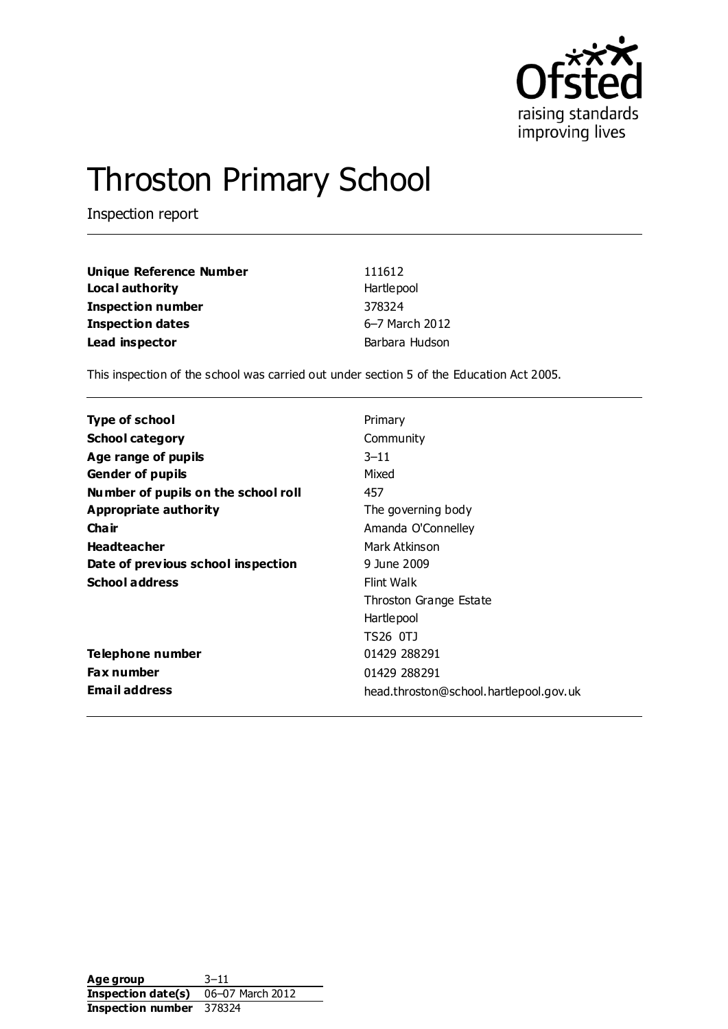Ofsted

raising standards
improving lives

# Throston Primary School

Inspection report

| | |
|---|---|
| **Unique Reference Number** | 111612 |
| **Local authority** | Hartlepool |
| **Inspection number** | 378324 |
| **Inspection dates** | 6–7 March 2012 |
| **Lead inspector** | Barbara Hudson |

This inspection of the school was carried out under section 5 of the Education Act 2005.

| | |
|---|---|
| **Type of school** | Primary |
| **School category** | Community |
| **Age range of pupils** | 3–11 |
| **Gender of pupils** | Mixed |
| **Number of pupils on the school roll** | 457 |
| **Appropriate authority** | The governing body |
| **Chair** | Amanda O'Connelley |
| **Headteacher** | Mark Atkinson |
| **Date of previous school inspection** | 9 June 2009 |
| **School address** | Flint Walk<br>Throston Grange Estate<br>Hartlepool<br>TS26 0TJ |
| **Telephone number** | 01429 288291 |
| **Fax number** | 01429 288291 |
| **Email address** | head.throston@school.hartlepool.gov.uk |

| | |
|---|---|
| **Age group** | 3–11 |
| **Inspection date(s)** | 06–07 March 2012 |
| **Inspection number** | 378324 |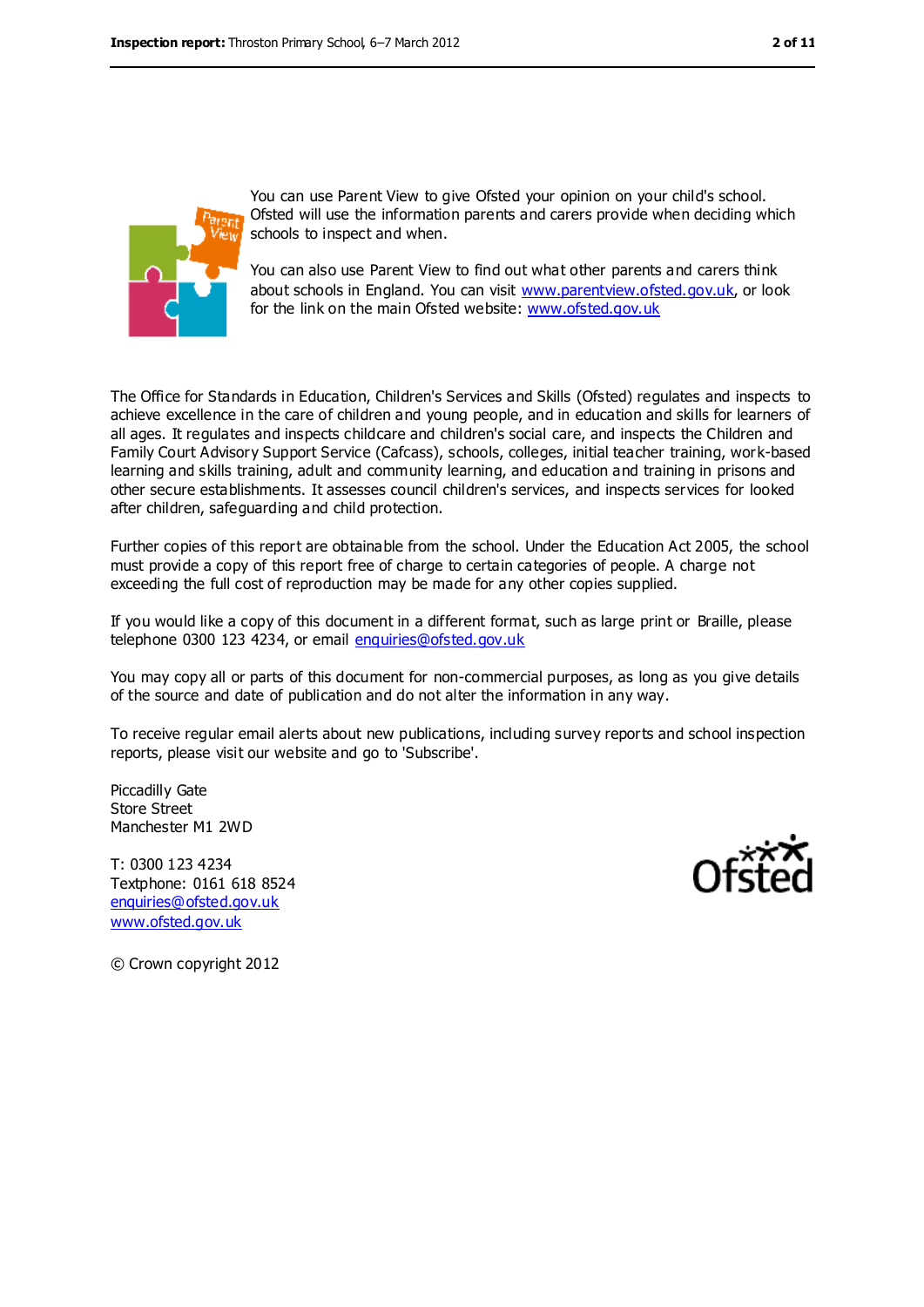You can use Parent View to give Ofsted your opinion on your child's school. Ofsted will use the information parents and carers provide when deciding which schools to inspect and when.

You can also use Parent View to find out what other parents and carers think about schools in England. You can visit www.parentview.ofsted.gov.uk, or look for the link on the main Ofsted website: www.ofsted.gov.uk

The Office for Standards in Education, Children's Services and Skills (Ofsted) regulates and inspects to achieve excellence in the care of children and young people, and in education and skills for learners of all ages. It regulates and inspects childcare and children's social care, and inspects the Children and Family Court Advisory Support Service (Cafcass), schools, colleges, initial teacher training, work-based learning and skills training, adult and community learning, and education and training in prisons and other secure establishments. It assesses council children's services, and inspects services for looked after children, safeguarding and child protection.

Further copies of this report are obtainable from the school. Under the Education Act 2005, the school must provide a copy of this report free of charge to certain categories of people. A charge not exceeding the full cost of reproduction may be made for any other copies supplied.

If you would like a copy of this document in a different format, such as large print or Braille, please telephone 0300 123 4234, or email enquiries@ofsted.gov.uk

You may copy all or parts of this document for non-commercial purposes, as long as you give details of the source and date of publication and do not alter the information in any way.

To receive regular email alerts about new publications, including survey reports and school inspection reports, please visit our website and go to 'Subscribe'.

Piccadilly Gate
Store Street
Manchester M1 2WD

T: 0300 123 4234
Textphone: 0161 618 8524
enquiries@ofsted.gov.uk
www.ofsted.gov.uk

© Crown copyright 2012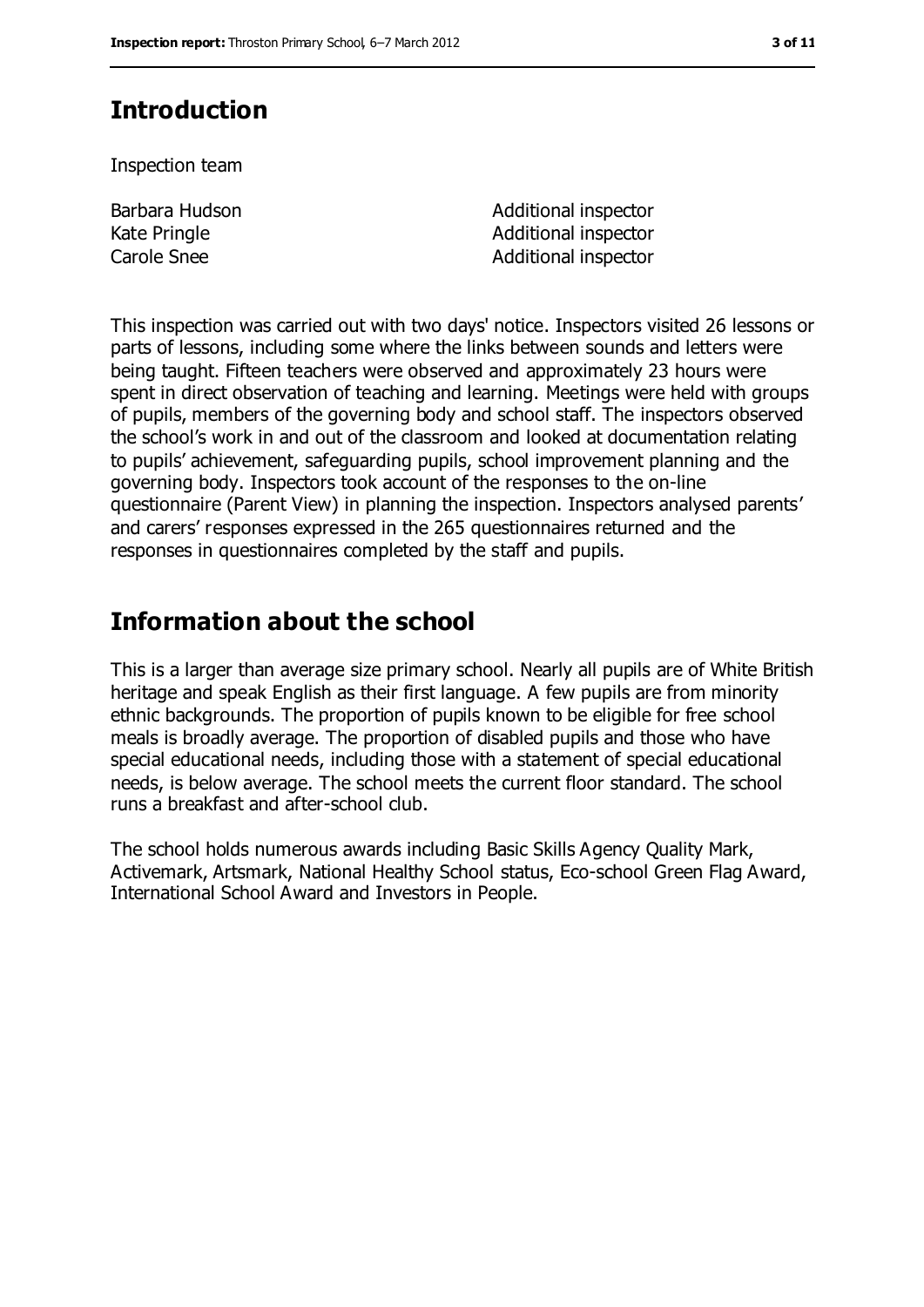## Introduction

Inspection team

| | |
|---|---|
| Barbara Hudson | Additional inspector |
| Kate Pringle | Additional inspector |
| Carole Snee | Additional inspector |

This inspection was carried out with two days' notice. Inspectors visited 26 lessons or parts of lessons, including some where the links between sounds and letters were being taught. Fifteen teachers were observed and approximately 23 hours were spent in direct observation of teaching and learning. Meetings were held with groups of pupils, members of the governing body and school staff. The inspectors observed the school's work in and out of the classroom and looked at documentation relating to pupils' achievement, safeguarding pupils, school improvement planning and the governing body. Inspectors took account of the responses to the on-line questionnaire (Parent View) in planning the inspection. Inspectors analysed parents' and carers' responses expressed in the 265 questionnaires returned and the responses in questionnaires completed by the staff and pupils.

## Information about the school

This is a larger than average size primary school. Nearly all pupils are of White British heritage and speak English as their first language. A few pupils are from minority ethnic backgrounds. The proportion of pupils known to be eligible for free school meals is broadly average. The proportion of disabled pupils and those who have special educational needs, including those with a statement of special educational needs, is below average. The school meets the current floor standard. The school runs a breakfast and after-school club.

The school holds numerous awards including Basic Skills Agency Quality Mark, Activemark, Artsmark, National Healthy School status, Eco-school Green Flag Award, International School Award and Investors in People.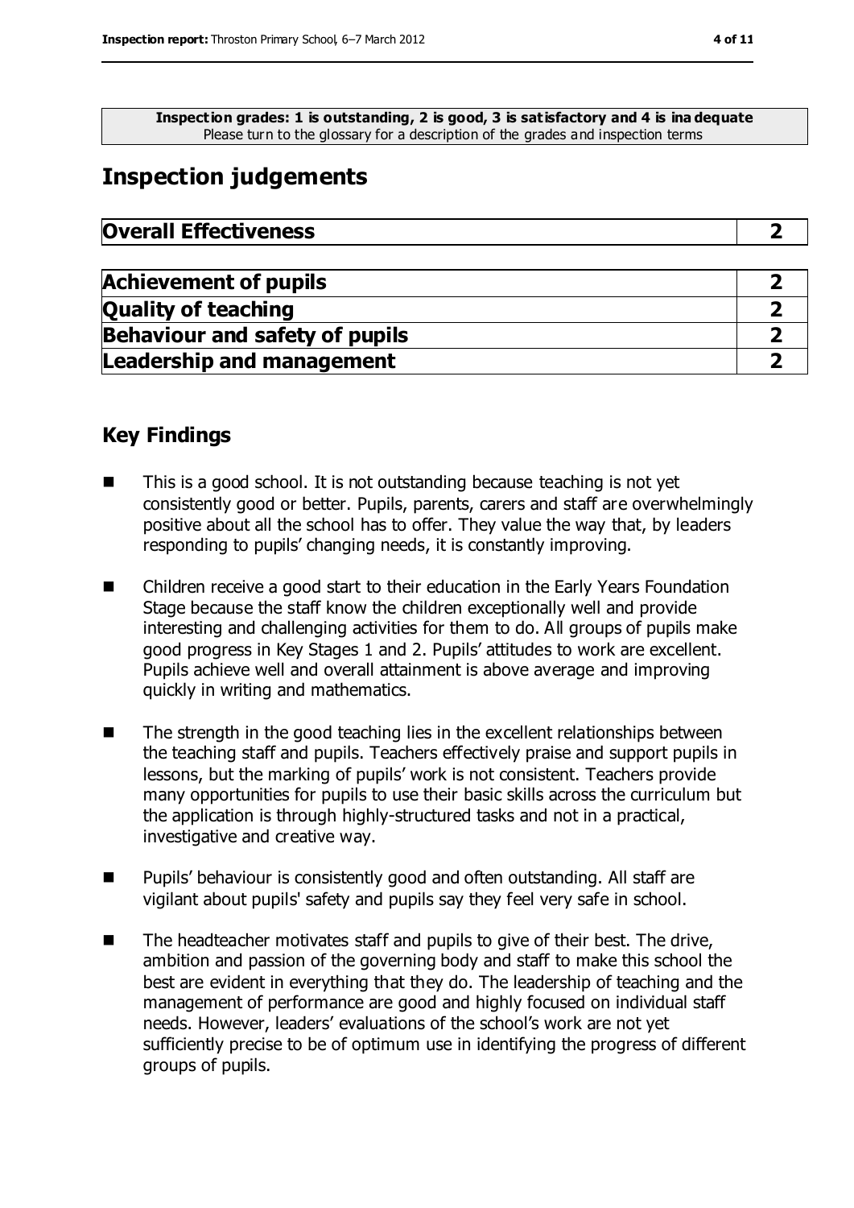**Inspection grades: 1 is outstanding, 2 is good, 3 is satisfactory and 4 is inadequate**
Please turn to the glossary for a description of the grades and inspection terms

## Inspection judgements

| **Overall Effectiveness** | **2** |
| --- | --- |

| **Achievement of pupils** | **2** |
| --- | --- |
| **Quality of teaching** | **2** |
| **Behaviour and safety of pupils** | **2** |
| **Leadership and management** | **2** |

## Key Findings

- This is a good school. It is not outstanding because teaching is not yet consistently good or better. Pupils, parents, carers and staff are overwhelmingly positive about all the school has to offer. They value the way that, by leaders responding to pupils' changing needs, it is constantly improving.
- Children receive a good start to their education in the Early Years Foundation Stage because the staff know the children exceptionally well and provide interesting and challenging activities for them to do. All groups of pupils make good progress in Key Stages 1 and 2. Pupils' attitudes to work are excellent. Pupils achieve well and overall attainment is above average and improving quickly in writing and mathematics.
- The strength in the good teaching lies in the excellent relationships between the teaching staff and pupils. Teachers effectively praise and support pupils in lessons, but the marking of pupils' work is not consistent. Teachers provide many opportunities for pupils to use their basic skills across the curriculum but the application is through highly-structured tasks and not in a practical, investigative and creative way.
- Pupils' behaviour is consistently good and often outstanding. All staff are vigilant about pupils' safety and pupils say they feel very safe in school.
- The headteacher motivates staff and pupils to give of their best. The drive, ambition and passion of the governing body and staff to make this school the best are evident in everything that they do. The leadership of teaching and the management of performance are good and highly focused on individual staff needs. However, leaders' evaluations of the school's work are not yet sufficiently precise to be of optimum use in identifying the progress of different groups of pupils.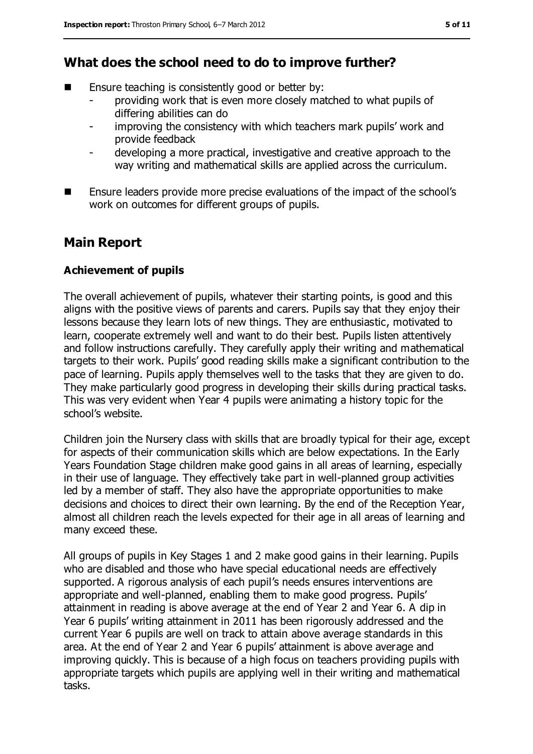## What does the school need to do to improve further?

- Ensure teaching is consistently good or better by:
  - providing work that is even more closely matched to what pupils of differing abilities can do
  - improving the consistency with which teachers mark pupils' work and provide feedback
  - developing a more practical, investigative and creative approach to the way writing and mathematical skills are applied across the curriculum.
- Ensure leaders provide more precise evaluations of the impact of the school's work on outcomes for different groups of pupils.

## Main Report

### Achievement of pupils

The overall achievement of pupils, whatever their starting points, is good and this aligns with the positive views of parents and carers. Pupils say that they enjoy their lessons because they learn lots of new things. They are enthusiastic, motivated to learn, cooperate extremely well and want to do their best. Pupils listen attentively and follow instructions carefully. They carefully apply their writing and mathematical targets to their work. Pupils' good reading skills make a significant contribution to the pace of learning. Pupils apply themselves well to the tasks that they are given to do. They make particularly good progress in developing their skills during practical tasks. This was very evident when Year 4 pupils were animating a history topic for the school's website.

Children join the Nursery class with skills that are broadly typical for their age, except for aspects of their communication skills which are below expectations. In the Early Years Foundation Stage children make good gains in all areas of learning, especially in their use of language. They effectively take part in well-planned group activities led by a member of staff. They also have the appropriate opportunities to make decisions and choices to direct their own learning. By the end of the Reception Year, almost all children reach the levels expected for their age in all areas of learning and many exceed these.

All groups of pupils in Key Stages 1 and 2 make good gains in their learning. Pupils who are disabled and those who have special educational needs are effectively supported. A rigorous analysis of each pupil's needs ensures interventions are appropriate and well-planned, enabling them to make good progress. Pupils' attainment in reading is above average at the end of Year 2 and Year 6. A dip in Year 6 pupils' writing attainment in 2011 has been rigorously addressed and the current Year 6 pupils are well on track to attain above average standards in this area. At the end of Year 2 and Year 6 pupils' attainment is above average and improving quickly. This is because of a high focus on teachers providing pupils with appropriate targets which pupils are applying well in their writing and mathematical tasks.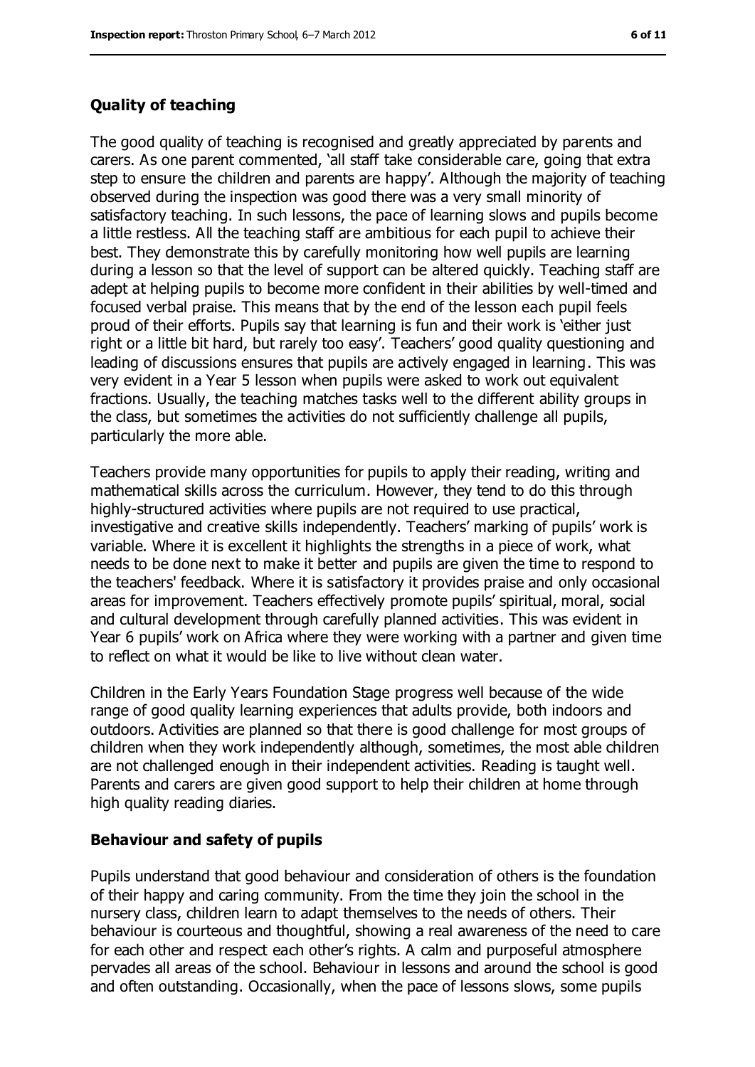### Quality of teaching

The good quality of teaching is recognised and greatly appreciated by parents and carers. As one parent commented, 'all staff take considerable care, going that extra step to ensure the children and parents are happy'. Although the majority of teaching observed during the inspection was good there was a very small minority of satisfactory teaching. In such lessons, the pace of learning slows and pupils become a little restless. All the teaching staff are ambitious for each pupil to achieve their best. They demonstrate this by carefully monitoring how well pupils are learning during a lesson so that the level of support can be altered quickly. Teaching staff are adept at helping pupils to become more confident in their abilities by well-timed and focused verbal praise. This means that by the end of the lesson each pupil feels proud of their efforts. Pupils say that learning is fun and their work is 'either just right or a little bit hard, but rarely too easy'. Teachers' good quality questioning and leading of discussions ensures that pupils are actively engaged in learning. This was very evident in a Year 5 lesson when pupils were asked to work out equivalent fractions. Usually, the teaching matches tasks well to the different ability groups in the class, but sometimes the activities do not sufficiently challenge all pupils, particularly the more able.

Teachers provide many opportunities for pupils to apply their reading, writing and mathematical skills across the curriculum. However, they tend to do this through highly-structured activities where pupils are not required to use practical, investigative and creative skills independently. Teachers' marking of pupils' work is variable. Where it is excellent it highlights the strengths in a piece of work, what needs to be done next to make it better and pupils are given the time to respond to the teachers' feedback. Where it is satisfactory it provides praise and only occasional areas for improvement. Teachers effectively promote pupils' spiritual, moral, social and cultural development through carefully planned activities. This was evident in Year 6 pupils' work on Africa where they were working with a partner and given time to reflect on what it would be like to live without clean water.

Children in the Early Years Foundation Stage progress well because of the wide range of good quality learning experiences that adults provide, both indoors and outdoors. Activities are planned so that there is good challenge for most groups of children when they work independently although, sometimes, the most able children are not challenged enough in their independent activities. Reading is taught well. Parents and carers are given good support to help their children at home through high quality reading diaries.

### Behaviour and safety of pupils

Pupils understand that good behaviour and consideration of others is the foundation of their happy and caring community. From the time they join the school in the nursery class, children learn to adapt themselves to the needs of others. Their behaviour is courteous and thoughtful, showing a real awareness of the need to care for each other and respect each other's rights. A calm and purposeful atmosphere pervades all areas of the school. Behaviour in lessons and around the school is good and often outstanding. Occasionally, when the pace of lessons slows, some pupils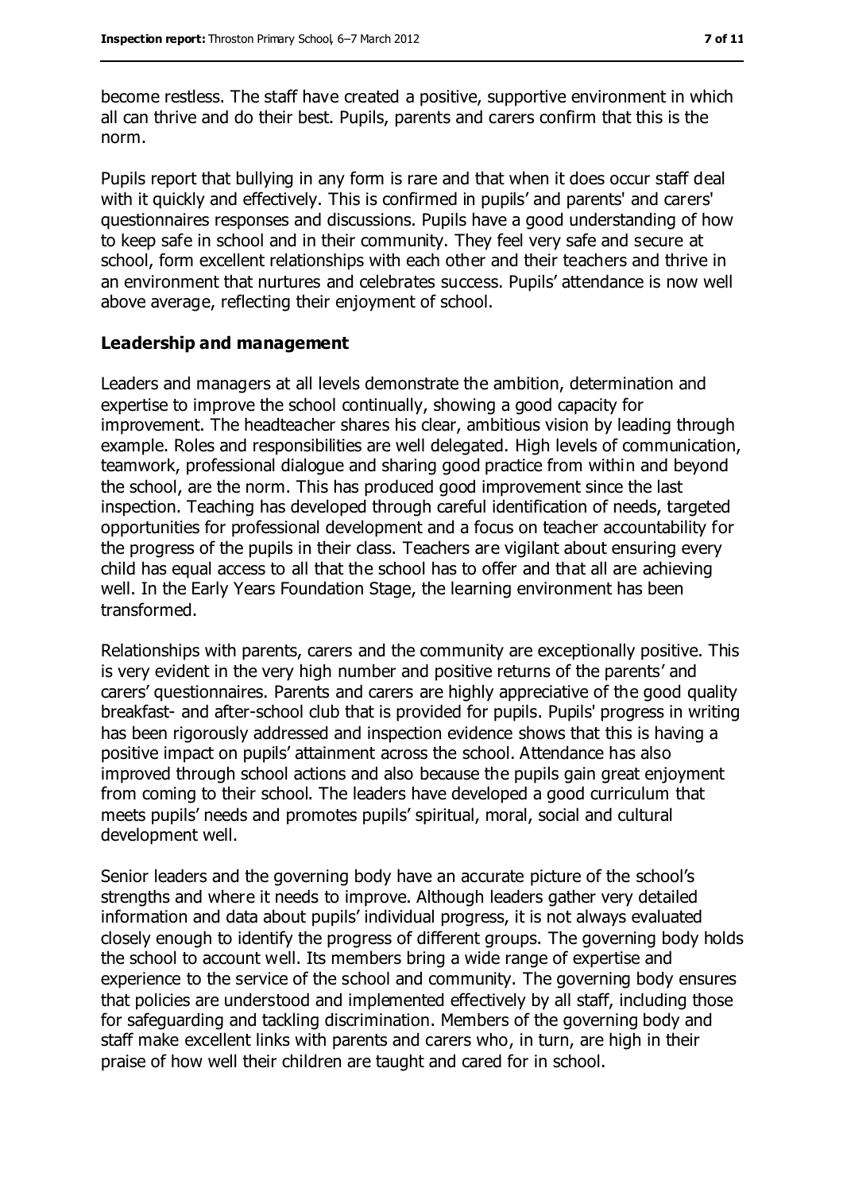become restless. The staff have created a positive, supportive environment in which all can thrive and do their best. Pupils, parents and carers confirm that this is the norm.

Pupils report that bullying in any form is rare and that when it does occur staff deal with it quickly and effectively. This is confirmed in pupils' and parents' and carers' questionnaires responses and discussions. Pupils have a good understanding of how to keep safe in school and in their community. They feel very safe and secure at school, form excellent relationships with each other and their teachers and thrive in an environment that nurtures and celebrates success. Pupils' attendance is now well above average, reflecting their enjoyment of school.

### Leadership and management

Leaders and managers at all levels demonstrate the ambition, determination and expertise to improve the school continually, showing a good capacity for improvement. The headteacher shares his clear, ambitious vision by leading through example. Roles and responsibilities are well delegated. High levels of communication, teamwork, professional dialogue and sharing good practice from within and beyond the school, are the norm. This has produced good improvement since the last inspection. Teaching has developed through careful identification of needs, targeted opportunities for professional development and a focus on teacher accountability for the progress of the pupils in their class. Teachers are vigilant about ensuring every child has equal access to all that the school has to offer and that all are achieving well. In the Early Years Foundation Stage, the learning environment has been transformed.

Relationships with parents, carers and the community are exceptionally positive. This is very evident in the very high number and positive returns of the parents' and carers' questionnaires. Parents and carers are highly appreciative of the good quality breakfast- and after-school club that is provided for pupils. Pupils' progress in writing has been rigorously addressed and inspection evidence shows that this is having a positive impact on pupils' attainment across the school. Attendance has also improved through school actions and also because the pupils gain great enjoyment from coming to their school. The leaders have developed a good curriculum that meets pupils' needs and promotes pupils' spiritual, moral, social and cultural development well.

Senior leaders and the governing body have an accurate picture of the school's strengths and where it needs to improve. Although leaders gather very detailed information and data about pupils' individual progress, it is not always evaluated closely enough to identify the progress of different groups. The governing body holds the school to account well. Its members bring a wide range of expertise and experience to the service of the school and community. The governing body ensures that policies are understood and implemented effectively by all staff, including those for safeguarding and tackling discrimination. Members of the governing body and staff make excellent links with parents and carers who, in turn, are high in their praise of how well their children are taught and cared for in school.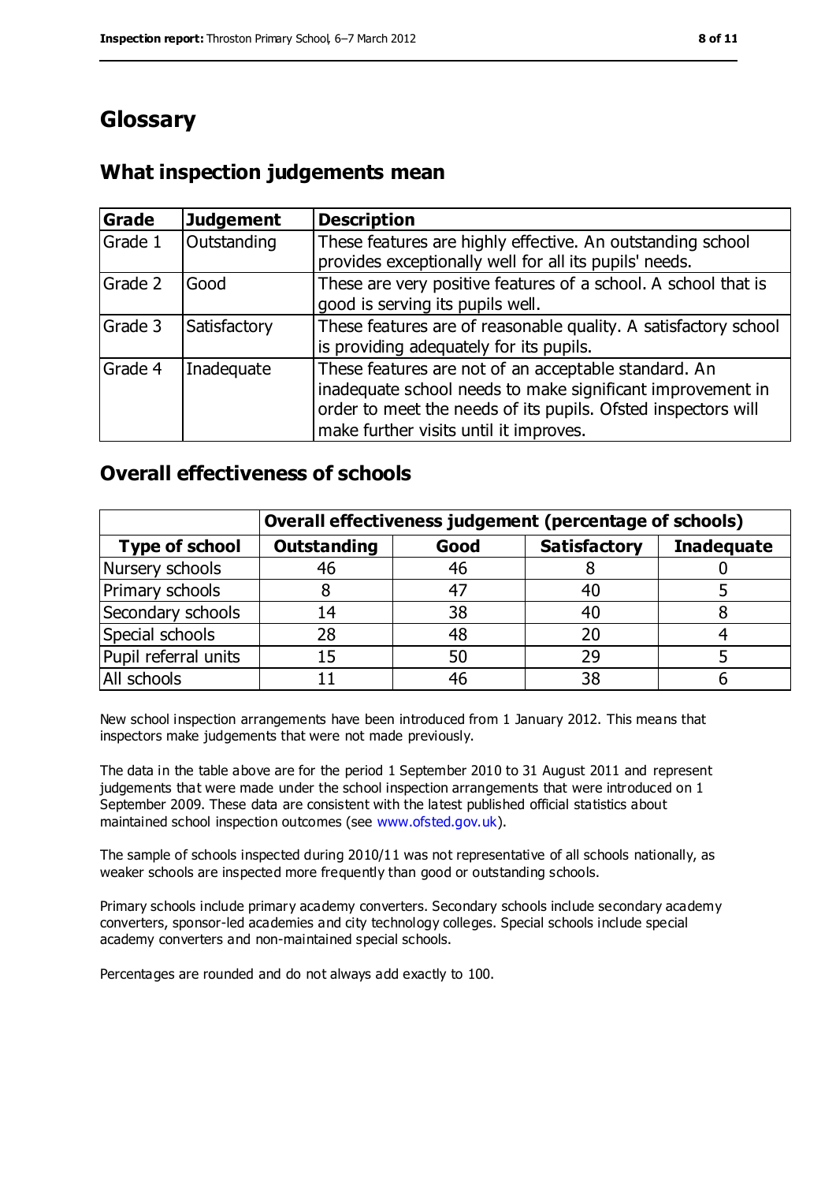# Glossary

## What inspection judgements mean

| Grade | Judgement | Description |
|---|---|---|
| Grade 1 | Outstanding | These features are highly effective. An outstanding school provides exceptionally well for all its pupils' needs. |
| Grade 2 | Good | These are very positive features of a school. A school that is good is serving its pupils well. |
| Grade 3 | Satisfactory | These features are of reasonable quality. A satisfactory school is providing adequately for its pupils. |
| Grade 4 | Inadequate | These features are not of an acceptable standard. An inadequate school needs to make significant improvement in order to meet the needs of its pupils. Ofsted inspectors will make further visits until it improves. |

## Overall effectiveness of schools

| | Overall effectiveness judgement (percentage of schools) | | | |
|---|---|---|---|---|
| **Type of school** | **Outstanding** | **Good** | **Satisfactory** | **Inadequate** |
| Nursery schools | 46 | 46 | 8 | 0 |
| Primary schools | 8 | 47 | 40 | 5 |
| Secondary schools | 14 | 38 | 40 | 8 |
| Special schools | 28 | 48 | 20 | 4 |
| Pupil referral units | 15 | 50 | 29 | 5 |
| All schools | 11 | 46 | 38 | 6 |

New school inspection arrangements have been introduced from 1 January 2012. This means that inspectors make judgements that were not made previously.

The data in the table above are for the period 1 September 2010 to 31 August 2011 and represent judgements that were made under the school inspection arrangements that were introduced on 1 September 2009. These data are consistent with the latest published official statistics about maintained school inspection outcomes (see www.ofsted.gov.uk).

The sample of schools inspected during 2010/11 was not representative of all schools nationally, as weaker schools are inspected more frequently than good or outstanding schools.

Primary schools include primary academy converters. Secondary schools include secondary academy converters, sponsor-led academies and city technology colleges. Special schools include special academy converters and non-maintained special schools.

Percentages are rounded and do not always add exactly to 100.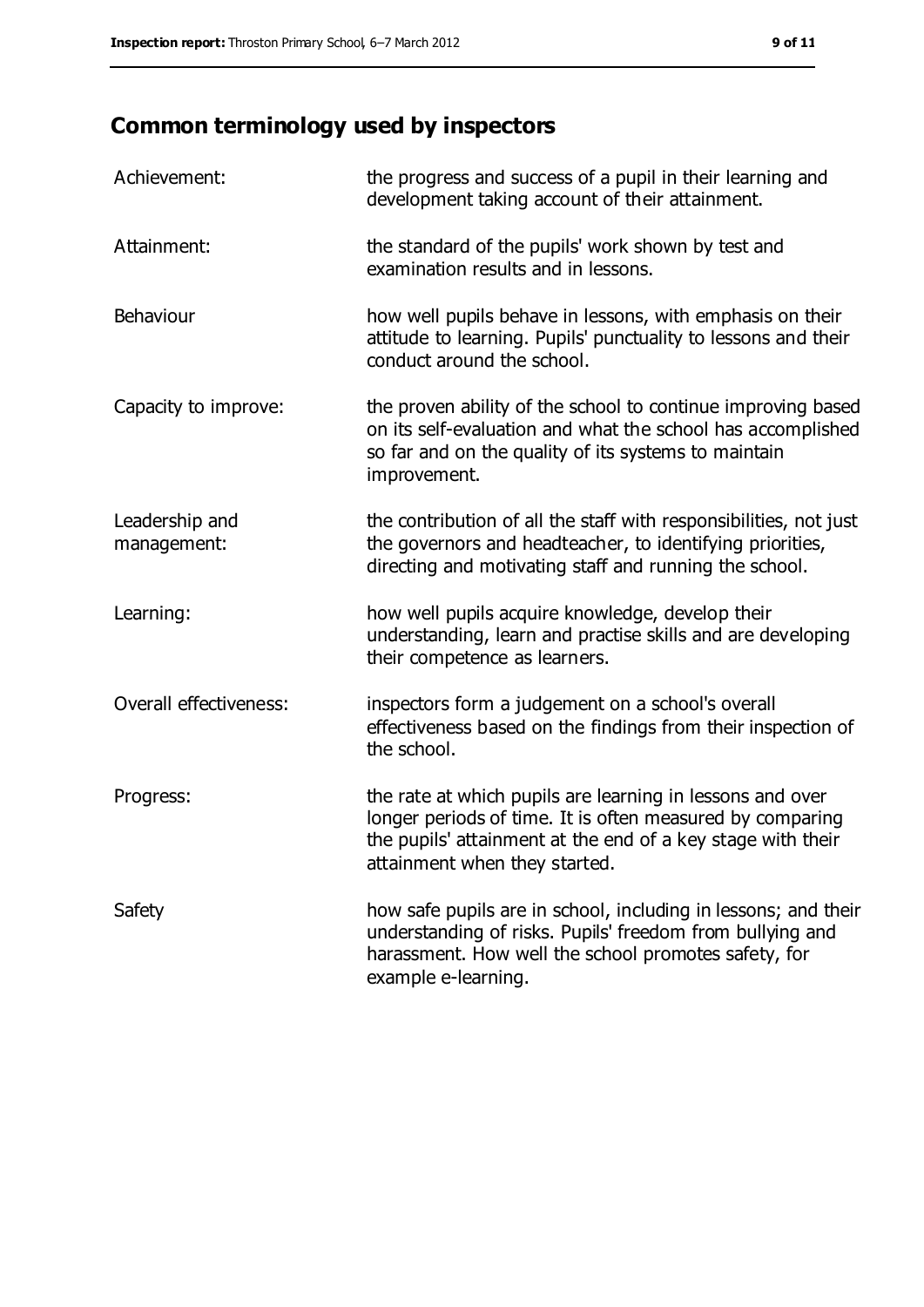## Common terminology used by inspectors

| | |
|---|---|
| Achievement: | the progress and success of a pupil in their learning and development taking account of their attainment. |
| Attainment: | the standard of the pupils' work shown by test and examination results and in lessons. |
| Behaviour | how well pupils behave in lessons, with emphasis on their attitude to learning. Pupils' punctuality to lessons and their conduct around the school. |
| Capacity to improve: | the proven ability of the school to continue improving based on its self-evaluation and what the school has accomplished so far and on the quality of its systems to maintain improvement. |
| Leadership and management: | the contribution of all the staff with responsibilities, not just the governors and headteacher, to identifying priorities, directing and motivating staff and running the school. |
| Learning: | how well pupils acquire knowledge, develop their understanding, learn and practise skills and are developing their competence as learners. |
| Overall effectiveness: | inspectors form a judgement on a school's overall effectiveness based on the findings from their inspection of the school. |
| Progress: | the rate at which pupils are learning in lessons and over longer periods of time. It is often measured by comparing the pupils' attainment at the end of a key stage with their attainment when they started. |
| Safety | how safe pupils are in school, including in lessons; and their understanding of risks. Pupils' freedom from bullying and harassment. How well the school promotes safety, for example e-learning. |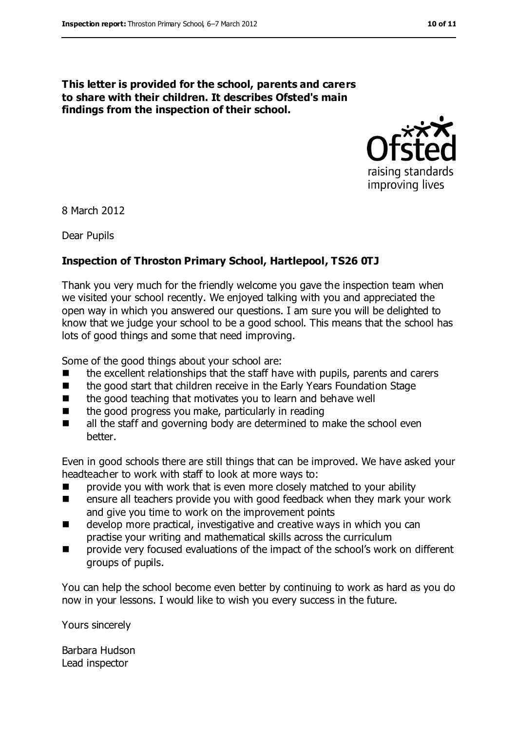**This letter is provided for the school, parents and carers to share with their children. It describes Ofsted's main findings from the inspection of their school.**

8 March 2012

Dear Pupils

**Inspection of Throston Primary School, Hartlepool, TS26 0TJ**

Thank you very much for the friendly welcome you gave the inspection team when we visited your school recently. We enjoyed talking with you and appreciated the open way in which you answered our questions. I am sure you will be delighted to know that we judge your school to be a good school. This means that the school has lots of good things and some that need improving.

Some of the good things about your school are:

- the excellent relationships that the staff have with pupils, parents and carers
- the good start that children receive in the Early Years Foundation Stage
- the good teaching that motivates you to learn and behave well
- the good progress you make, particularly in reading
- all the staff and governing body are determined to make the school even better.

Even in good schools there are still things that can be improved. We have asked your headteacher to work with staff to look at more ways to:

- provide you with work that is even more closely matched to your ability
- ensure all teachers provide you with good feedback when they mark your work and give you time to work on the improvement points
- develop more practical, investigative and creative ways in which you can practise your writing and mathematical skills across the curriculum
- provide very focused evaluations of the impact of the school's work on different groups of pupils.

You can help the school become even better by continuing to work as hard as you do now in your lessons. I would like to wish you every success in the future.

Yours sincerely

Barbara Hudson
Lead inspector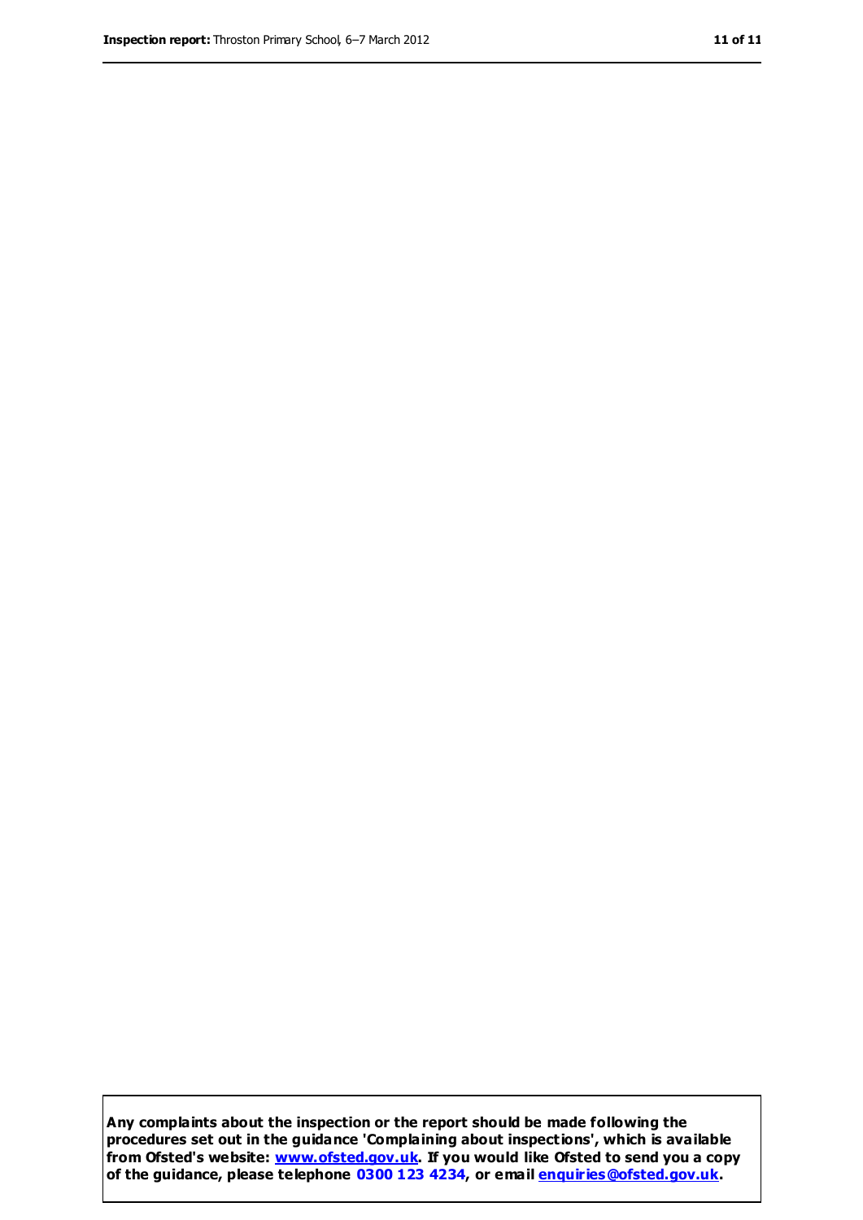**Any complaints about the inspection or the report should be made following the procedures set out in the guidance 'Complaining about inspections', which is available from Ofsted's website: www.ofsted.gov.uk. If you would like Ofsted to send you a copy of the guidance, please telephone 0300 123 4234, or email enquiries@ofsted.gov.uk.**